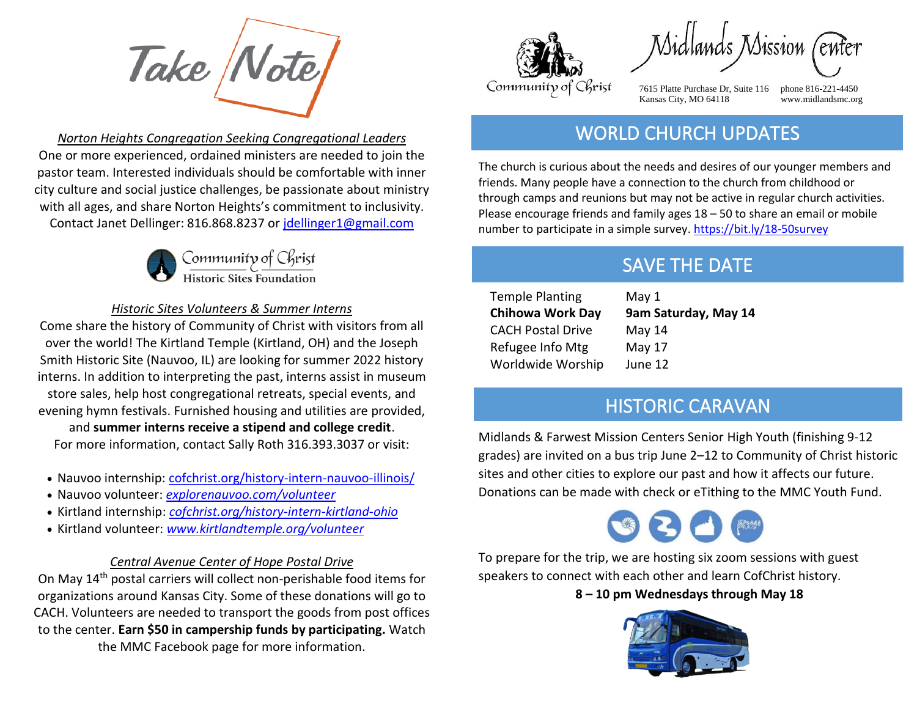# Take Note

*Norton Heights Congregation Seeking Congregational Leaders*

One or more experienced, ordained ministers are needed to join the pastor team. Interested individuals should be comfortable with inner city culture and social justice challenges, be passionate about ministry with all ages, and share Norton Heights's commitment to inclusivity. Contact Janet Dellinger: 816.868.8237 or jdellinger1@gmail.com

Community of Christ Historic Sites Foundation

*Historic Sites Volunteers & Summer Interns*

Come share the history of Community of Christ with visitors from all over the world! The Kirtland Temple (Kirtland, OH) and the Joseph Smith Historic Site (Nauvoo, IL) are looking for summer 2022 history interns. In addition to interpreting the past, interns assist in museum store sales, help host congregational retreats, special events, and evening hymn festivals. Furnished housing and utilities are provided, and **summer interns receive a stipend and college credit**.

For more information, contact Sally Roth 316.393.3037 or visit:

- Nauvoo internship: cofchrist.org/history-intern-nauvoo-illinois/
- Nauvoo volunteer: *explorenauvoo.com/volunteer*
- Kirtland internship: *cofchrist.org/history-intern-kirtland-ohio*
- Kirtland volunteer: *www.kirtlandtemple.org/volunteer*

*Central Avenue Center of Hope Postal Drive*

On May 14th postal carriers will collect non-perishable food items for organizations around Kansas City. Some of these donations will go to CACH. Volunteers are needed to transport the goods from post offices to the center. **Earn $50 in campership funds by participating.** Watch the MMC Facebook page for more information.

Community of Christ

Midlands Mission Center

7615 Platte Purchase Dr, Suite 116
Kansas City, MO 64118

phone 816-221-4450
www.midlandsmc.org

## WORLD CHURCH UPDATES

The church is curious about the needs and desires of our younger members and friends. Many people have a connection to the church from childhood or through camps and reunions but may not be active in regular church activities. Please encourage friends and family ages 18 – 50 to share an email or mobile number to participate in a simple survey. https://bit.ly/18-50survey

## SAVE THE DATE

| | |
|---|---|
| Temple Planting | May 1 |
| **Chihowa Work Day** | **9am Saturday, May 14** |
| CACH Postal Drive | May 14 |
| Refugee Info Mtg | May 17 |
| Worldwide Worship | June 12 |

## HISTORIC CARAVAN

Midlands & Farwest Mission Centers Senior High Youth (finishing 9-12 grades) are invited on a bus trip June 2–12 to Community of Christ historic sites and other cities to explore our past and how it affects our future. Donations can be made with check or eTithing to the MMC Youth Fund.

To prepare for the trip, we are hosting six zoom sessions with guest speakers to connect with each other and learn CofChrist history.

**8 – 10 pm Wednesdays through May 18**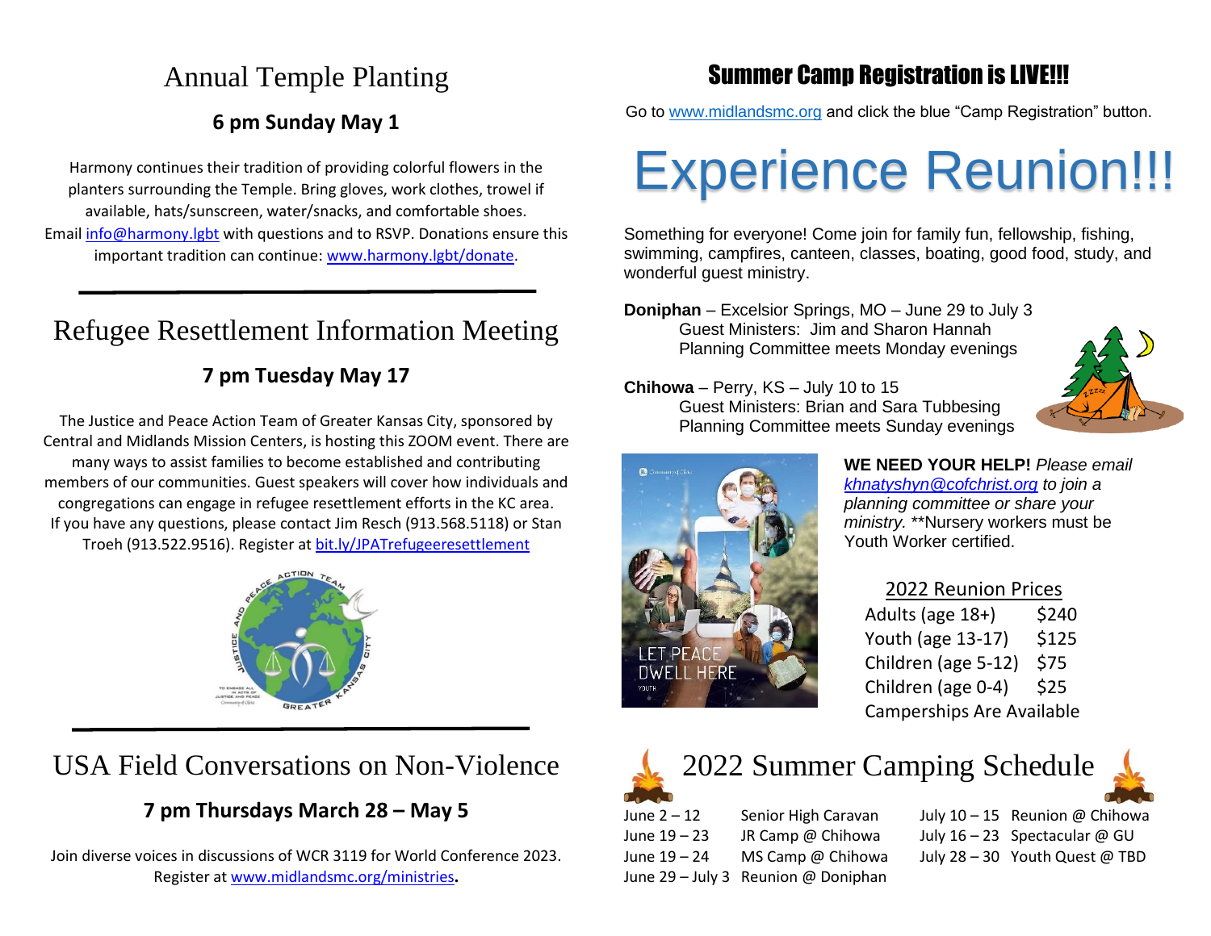# Annual Temple Planting

**6 pm Sunday May 1**

Harmony continues their tradition of providing colorful flowers in the planters surrounding the Temple. Bring gloves, work clothes, trowel if available, hats/sunscreen, water/snacks, and comfortable shoes. Email info@harmony.lgbt with questions and to RSVP. Donations ensure this important tradition can continue: www.harmony.lgbt/donate.

---

# Refugee Resettlement Information Meeting

**7 pm Tuesday May 17**

The Justice and Peace Action Team of Greater Kansas City, sponsored by Central and Midlands Mission Centers, is hosting this ZOOM event. There are many ways to assist families to become established and contributing members of our communities. Guest speakers will cover how individuals and congregations can engage in refugee resettlement efforts in the KC area. If you have any questions, please contact Jim Resch (913.568.5118) or Stan Troeh (913.522.9516). Register at bit.ly/JPATrefugeeresettlement

---

# USA Field Conversations on Non-Violence

**7 pm Thursdays March 28 – May 5**

Join diverse voices in discussions of WCR 3119 for World Conference 2023. Register at www.midlandsmc.org/ministries**.**

# Summer Camp Registration is LIVE!!!

Go to www.midlandsmc.org and click the blue "Camp Registration" button.

# Experience Reunion!!!

Something for everyone! Come join for family fun, fellowship, fishing, swimming, campfires, canteen, classes, boating, good food, study, and wonderful guest ministry.

**Doniphan** – Excelsior Springs, MO – June 29 to July 3
Guest Ministers: Jim and Sharon Hannah
Planning Committee meets Monday evenings

**Chihowa** – Perry, KS – July 10 to 15
Guest Ministers: Brian and Sara Tubbesing
Planning Committee meets Sunday evenings

**WE NEED YOUR HELP!** *Please email khnatyshyn@cofchrist.org to join a planning committee or share your ministry.* **Nursery workers must be Youth Worker certified.

## 2022 Reunion Prices

| | |
|---|---|
| Adults (age 18+) | $240 |
| Youth (age 13-17) | $125 |
| Children (age 5-12) | $75 |
| Children (age 0-4) | $25 |

Camperships Are Available

# 2022 Summer Camping Schedule

| | |
|---|---|
| June 2 – 12 | Senior High Caravan |
| June 19 – 23 | JR Camp @ Chihowa |
| June 19 – 24 | MS Camp @ Chihowa |
| June 29 – July 3 | Reunion @ Doniphan |
| July 10 – 15 | Reunion @ Chihowa |
| July 16 – 23 | Spectacular @ GU |
| July 28 – 30 | Youth Quest @ TBD |